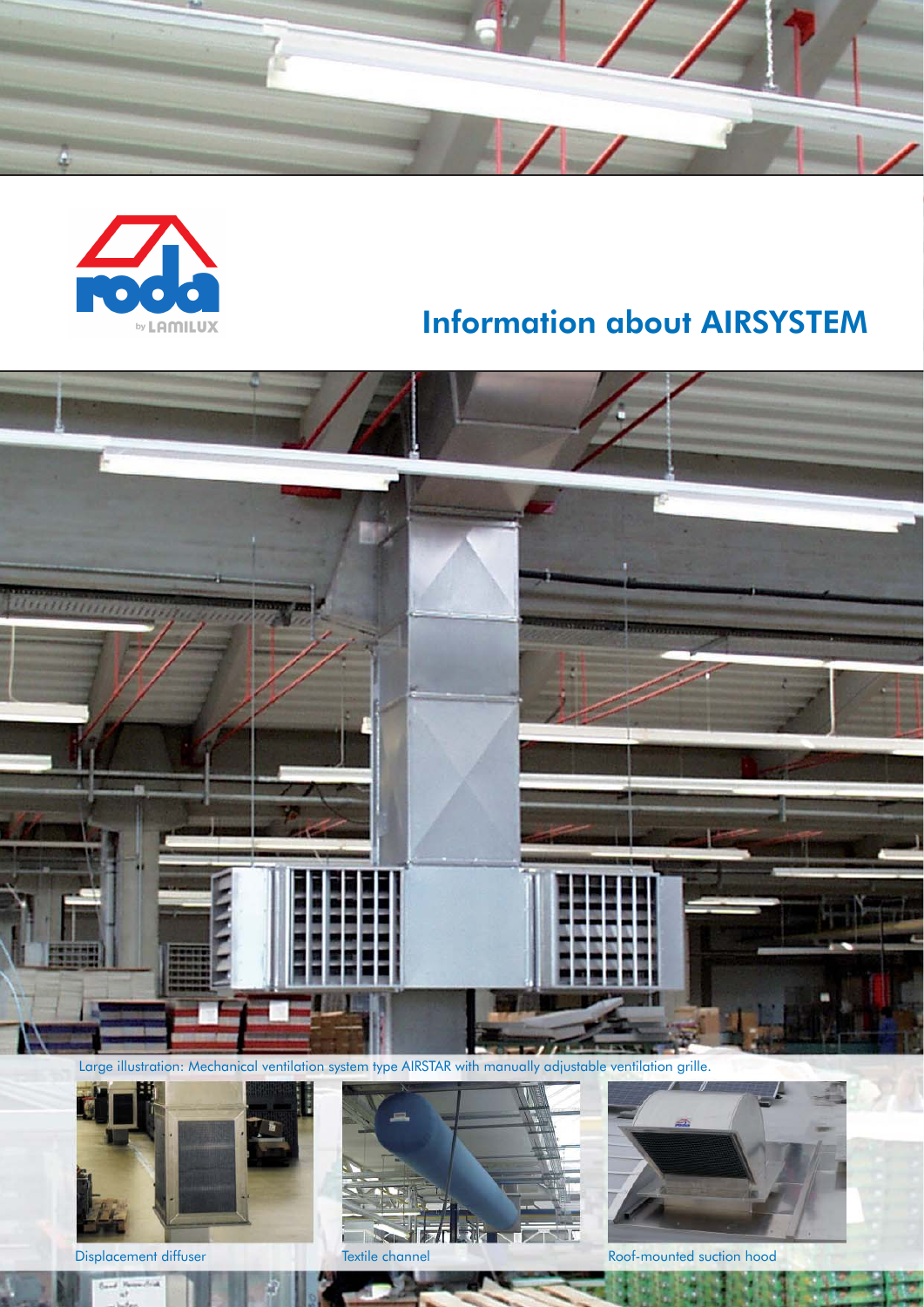# Information about AIRSYSTEM

Large illustration: Mechanical ventilation system type AIRSTAR with manually adjustable ventilation grille.

Displacement diffuser

Textile channel

Roof-mounted suction hood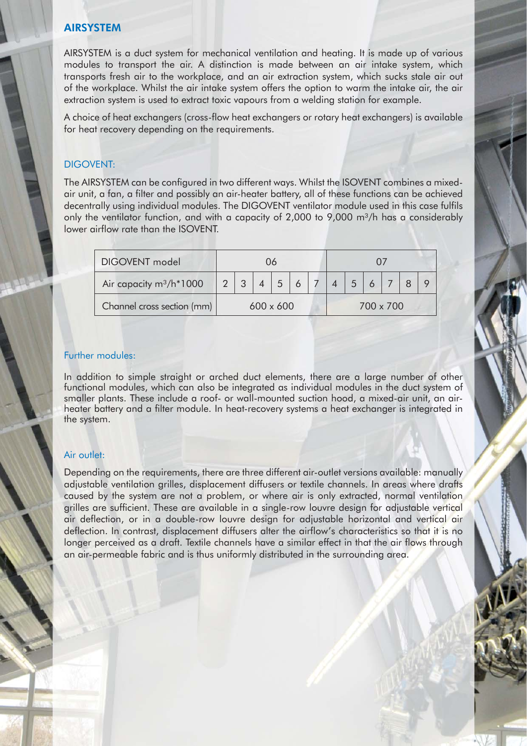## AIRSYSTEM

AIRSYSTEM is a duct system for mechanical ventilation and heating. It is made up of various modules to transport the air. A distinction is made between an air intake system, which transports fresh air to the workplace, and an air extraction system, which sucks stale air out of the workplace. Whilst the air intake system offers the option to warm the intake air, the air extraction system is used to extract toxic vapours from a welding station for example.

A choice of heat exchangers (cross-flow heat exchangers or rotary heat exchangers) is available for heat recovery depending on the requirements.

### DIGOVENT:

The AIRSYSTEM can be configured in two different ways. Whilst the ISOVENT combines a mixed-air unit, a fan, a filter and possibly an air-heater battery, all of these functions can be achieved decentrally using individual modules. The DIGOVENT ventilator module used in this case fulfils only the ventilator function, and with a capacity of 2,000 to 9,000 m³/h has a considerably lower airflow rate than the ISOVENT.

| DIGOVENT model | 06 | | | | | | 07 | | | | | |
|---|---|---|---|---|---|---|---|---|---|---|---|---|
| Air capacity m³/h*1000 | 2 | 3 | 4 | 5 | 6 | 7 | 4 | 5 | 6 | 7 | 8 | 9 |
| Channel cross section (mm) | 600 x 600 | | | | | | 700 x 700 | | | | | |

### Further modules:

In addition to simple straight or arched duct elements, there are a large number of other functional modules, which can also be integrated as individual modules in the duct system of smaller plants. These include a roof- or wall-mounted suction hood, a mixed-air unit, an air-heater battery and a filter module. In heat-recovery systems a heat exchanger is integrated in the system.

### Air outlet:

Depending on the requirements, there are three different air-outlet versions available: manually adjustable ventilation grilles, displacement diffusers or textile channels. In areas where drafts caused by the system are not a problem, or where air is only extracted, normal ventilation grilles are sufficient. These are available in a single-row louvre design for adjustable vertical air deflection, or in a double-row louvre design for adjustable horizontal and vertical air deflection. In contrast, displacement diffusers alter the airflow's characteristics so that it is no longer perceived as a draft. Textile channels have a similar effect in that the air flows through an air-permeable fabric and is thus uniformly distributed in the surrounding area.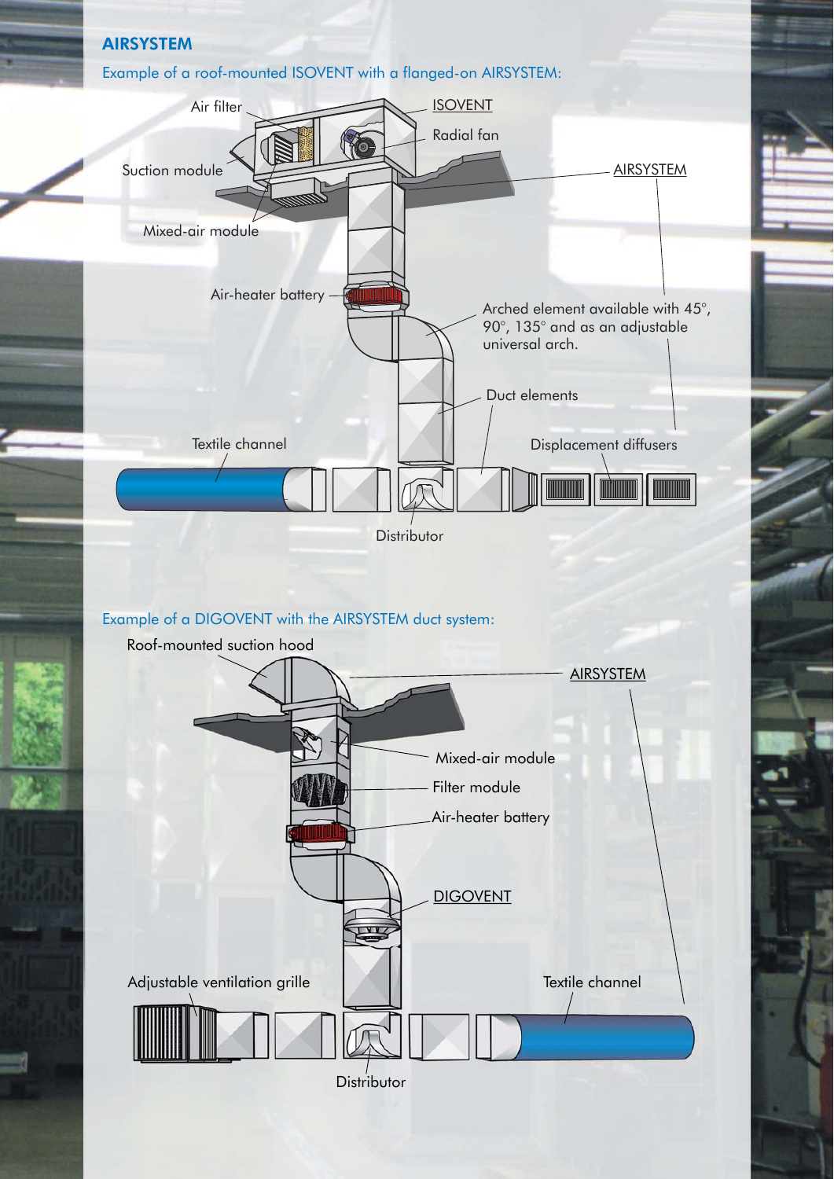## AIRSYSTEM

Example of a roof-mounted ISOVENT with a flanged-on AIRSYSTEM:

Air filter
ISOVENT
Radial fan
Suction module
AIRSYSTEM
Mixed-air module
Air-heater battery
Arched element available with 45°, 90°, 135° and as an adjustable universal arch.
Duct elements
Textile channel
Displacement diffusers
Distributor

Example of a DIGOVENT with the AIRSYSTEM duct system:

Roof-mounted suction hood
AIRSYSTEM
Mixed-air module
Filter module
Air-heater battery
DIGOVENT
Adjustable ventilation grille
Textile channel
Distributor